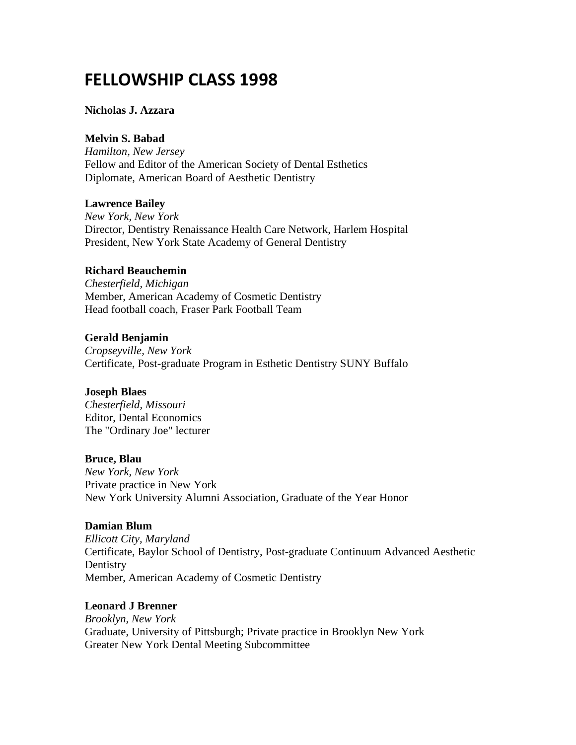# FELLOWSHIP CLASS 1998

**Nicholas J. Azzara**

**Melvin S. Babad**
*Hamilton, New Jersey*
Fellow and Editor of the American Society of Dental Esthetics
Diplomate, American Board of Aesthetic Dentistry

**Lawrence Bailey**
*New York, New York*
Director, Dentistry Renaissance Health Care Network, Harlem Hospital
President, New York State Academy of General Dentistry

**Richard Beauchemin**
*Chesterfield, Michigan*
Member, American Academy of Cosmetic Dentistry
Head football coach, Fraser Park Football Team

**Gerald Benjamin**
*Cropseyville, New York*
Certificate, Post-graduate Program in Esthetic Dentistry SUNY Buffalo

**Joseph Blaes**
*Chesterfield, Missouri*
Editor, Dental Economics
The "Ordinary Joe" lecturer

**Bruce, Blau**
*New York, New York*
Private practice in New York
New York University Alumni Association, Graduate of the Year Honor

**Damian Blum**
*Ellicott City, Maryland*
Certificate, Baylor School of Dentistry, Post-graduate Continuum Advanced Aesthetic Dentistry
Member, American Academy of Cosmetic Dentistry

**Leonard J Brenner**
*Brooklyn, New York*
Graduate, University of Pittsburgh; Private practice in Brooklyn New York
Greater New York Dental Meeting Subcommittee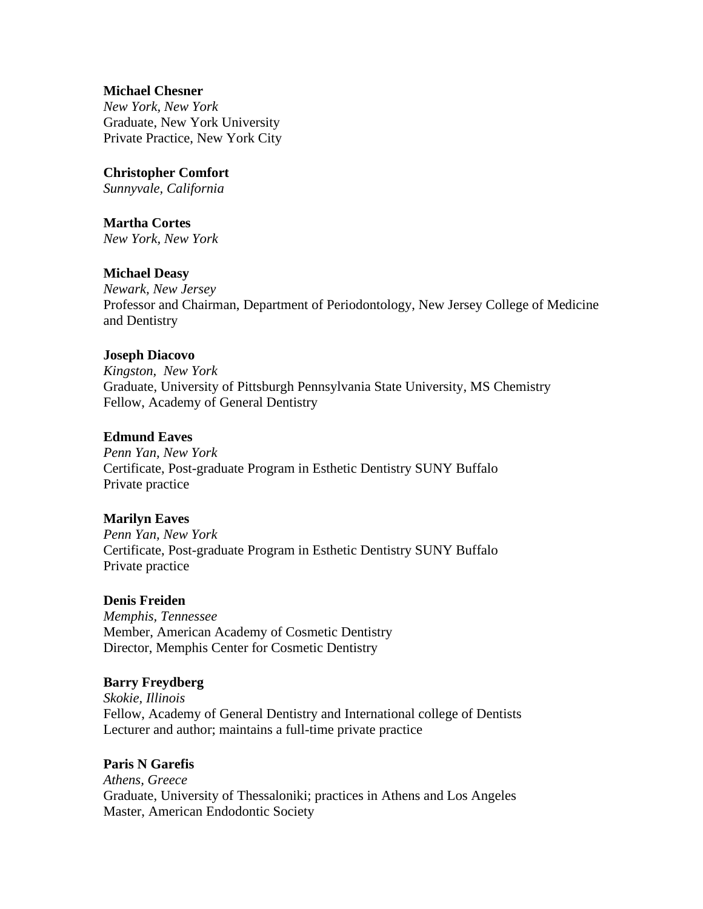**Michael Chesner**
*New York, New York*
Graduate, New York University
Private Practice, New York City

**Christopher Comfort**
*Sunnyvale, California*

**Martha Cortes**
*New York, New York*

**Michael Deasy**
*Newark, New Jersey*
Professor and Chairman, Department of Periodontology, New Jersey College of Medicine and Dentistry

**Joseph Diacovo**
*Kingston, New York*
Graduate, University of Pittsburgh Pennsylvania State University, MS Chemistry
Fellow, Academy of General Dentistry

**Edmund Eaves**
*Penn Yan, New York*
Certificate, Post-graduate Program in Esthetic Dentistry SUNY Buffalo
Private practice

**Marilyn Eaves**
*Penn Yan, New York*
Certificate, Post-graduate Program in Esthetic Dentistry SUNY Buffalo
Private practice

**Denis Freiden**
*Memphis, Tennessee*
Member, American Academy of Cosmetic Dentistry
Director, Memphis Center for Cosmetic Dentistry

**Barry Freydberg**
*Skokie, Illinois*
Fellow, Academy of General Dentistry and International college of Dentists
Lecturer and author; maintains a full-time private practice

**Paris N Garefis**
*Athens, Greece*
Graduate, University of Thessaloniki; practices in Athens and Los Angeles
Master, American Endodontic Society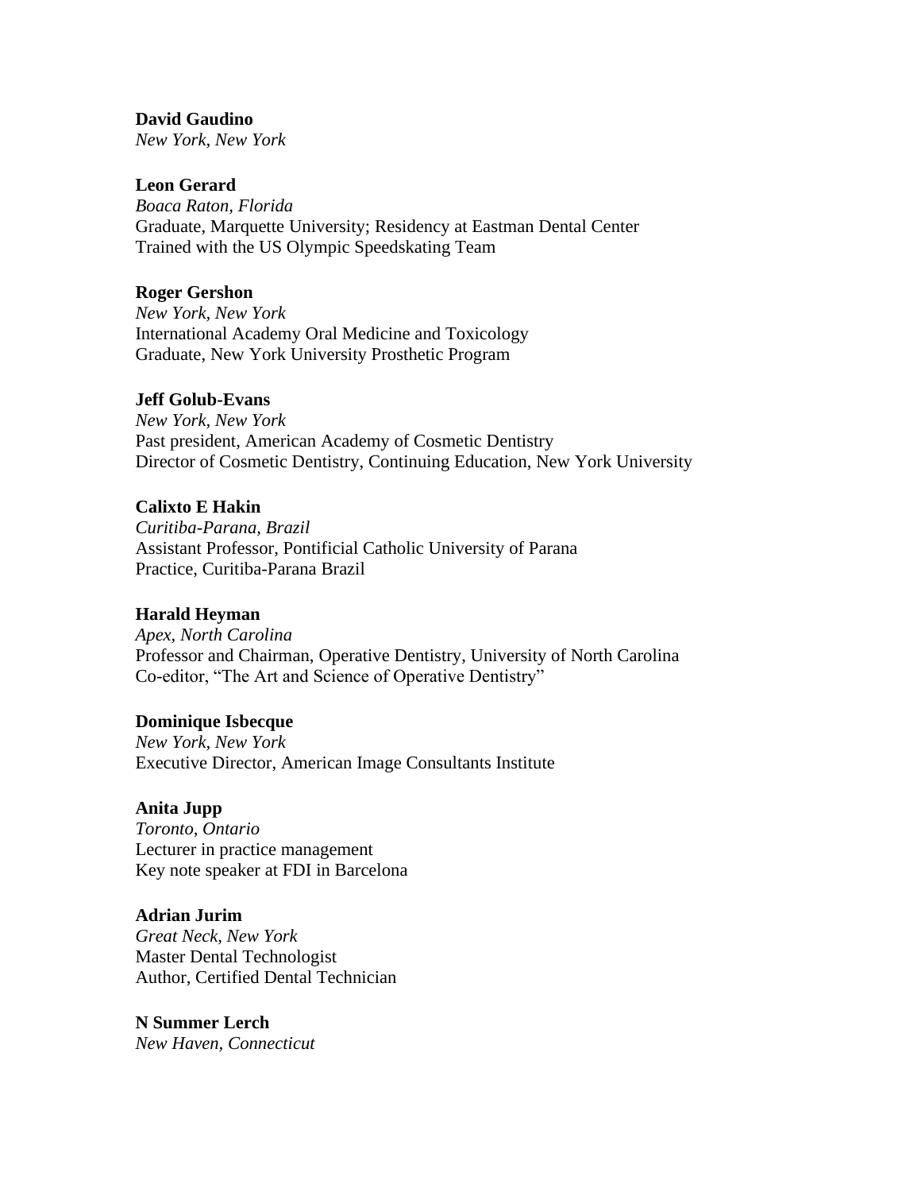**David Gaudino**
*New York, New York*

**Leon Gerard**
*Boaca Raton, Florida*
Graduate, Marquette University; Residency at Eastman Dental Center
Trained with the US Olympic Speedskating Team

**Roger Gershon**
*New York, New York*
International Academy Oral Medicine and Toxicology
Graduate, New York University Prosthetic Program

**Jeff Golub-Evans**
*New York, New York*
Past president, American Academy of Cosmetic Dentistry
Director of Cosmetic Dentistry, Continuing Education, New York University

**Calixto E Hakin**
*Curitiba-Parana, Brazil*
Assistant Professor, Pontificial Catholic University of Parana
Practice, Curitiba-Parana Brazil

**Harald Heyman**
*Apex, North Carolina*
Professor and Chairman, Operative Dentistry, University of North Carolina
Co-editor, "The Art and Science of Operative Dentistry"

**Dominique Isbecque**
*New York, New York*
Executive Director, American Image Consultants Institute

**Anita Jupp**
*Toronto, Ontario*
Lecturer in practice management
Key note speaker at FDI in Barcelona

**Adrian Jurim**
*Great Neck, New York*
Master Dental Technologist
Author, Certified Dental Technician

**N Summer Lerch**
*New Haven, Connecticut*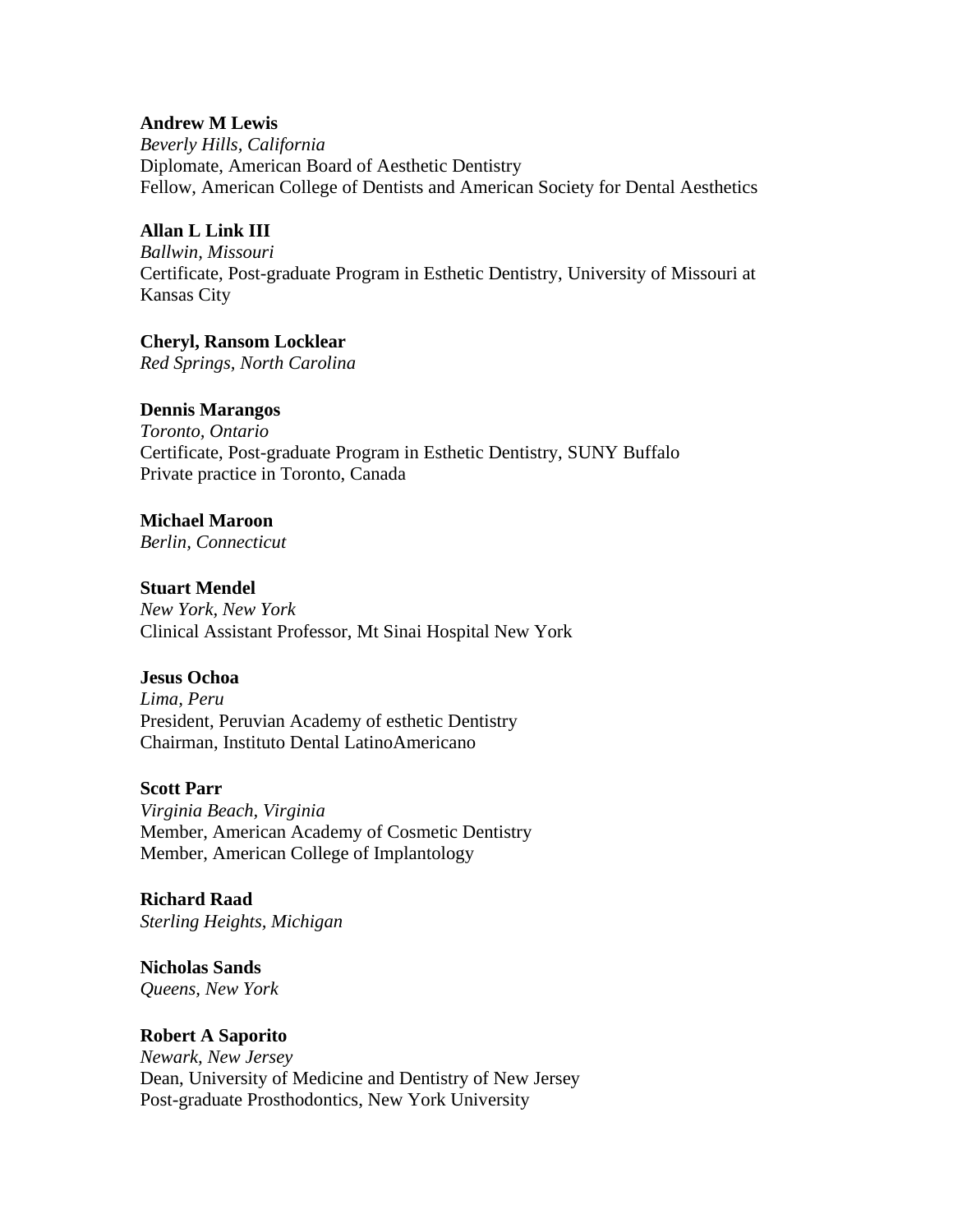**Andrew M Lewis**
*Beverly Hills, California*
Diplomate, American Board of Aesthetic Dentistry
Fellow, American College of Dentists and American Society for Dental Aesthetics

**Allan L Link III**
*Ballwin, Missouri*
Certificate, Post-graduate Program in Esthetic Dentistry, University of Missouri at Kansas City

**Cheryl, Ransom Locklear**
*Red Springs, North Carolina*

**Dennis Marangos**
*Toronto, Ontario*
Certificate, Post-graduate Program in Esthetic Dentistry, SUNY Buffalo
Private practice in Toronto, Canada

**Michael Maroon**
*Berlin, Connecticut*

**Stuart Mendel**
*New York, New York*
Clinical Assistant Professor, Mt Sinai Hospital New York

**Jesus Ochoa**
*Lima, Peru*
President, Peruvian Academy of esthetic Dentistry
Chairman, Instituto Dental LatinoAmericano

**Scott Parr**
*Virginia Beach, Virginia*
Member, American Academy of Cosmetic Dentistry
Member, American College of Implantology

**Richard Raad**
*Sterling Heights, Michigan*

**Nicholas Sands**
*Queens, New York*

**Robert A Saporito**
*Newark, New Jersey*
Dean, University of Medicine and Dentistry of New Jersey
Post-graduate Prosthodontics, New York University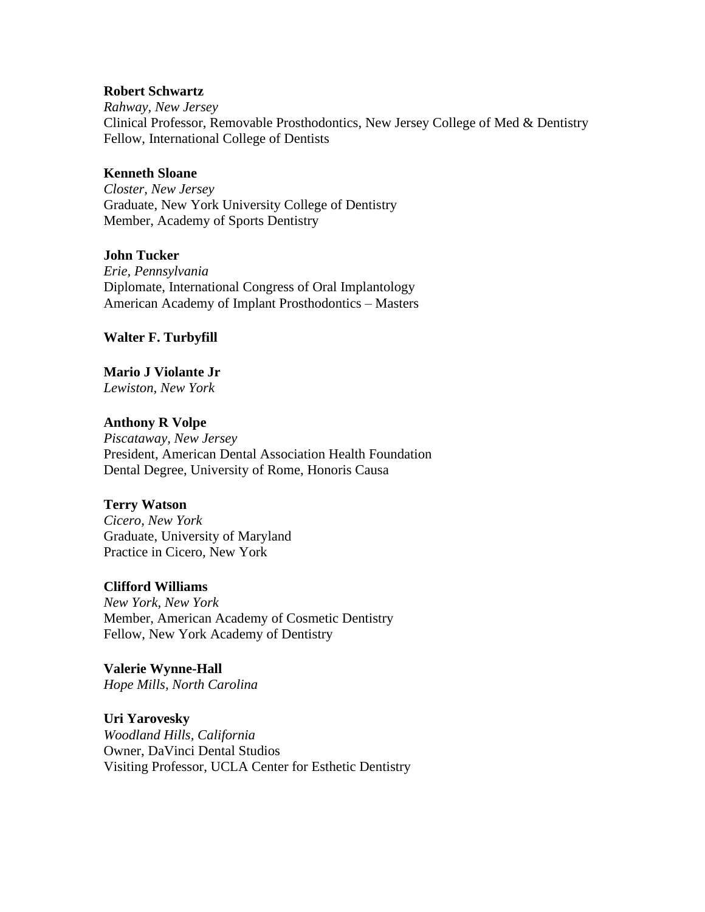**Robert Schwartz**
*Rahway, New Jersey*
Clinical Professor, Removable Prosthodontics, New Jersey College of Med & Dentistry
Fellow, International College of Dentists

**Kenneth Sloane**
*Closter, New Jersey*
Graduate, New York University College of Dentistry
Member, Academy of Sports Dentistry

**John Tucker**
*Erie, Pennsylvania*
Diplomate, International Congress of Oral Implantology
American Academy of Implant Prosthodontics – Masters

**Walter F. Turbyfill**

**Mario J Violante Jr**
*Lewiston, New York*

**Anthony R Volpe**
*Piscataway, New Jersey*
President, American Dental Association Health Foundation
Dental Degree, University of Rome, Honoris Causa

**Terry Watson**
*Cicero, New York*
Graduate, University of Maryland
Practice in Cicero, New York

**Clifford Williams**
*New York, New York*
Member, American Academy of Cosmetic Dentistry
Fellow, New York Academy of Dentistry

**Valerie Wynne-Hall**
*Hope Mills, North Carolina*

**Uri Yarovesky**
*Woodland Hills, California*
Owner, DaVinci Dental Studios
Visiting Professor, UCLA Center for Esthetic Dentistry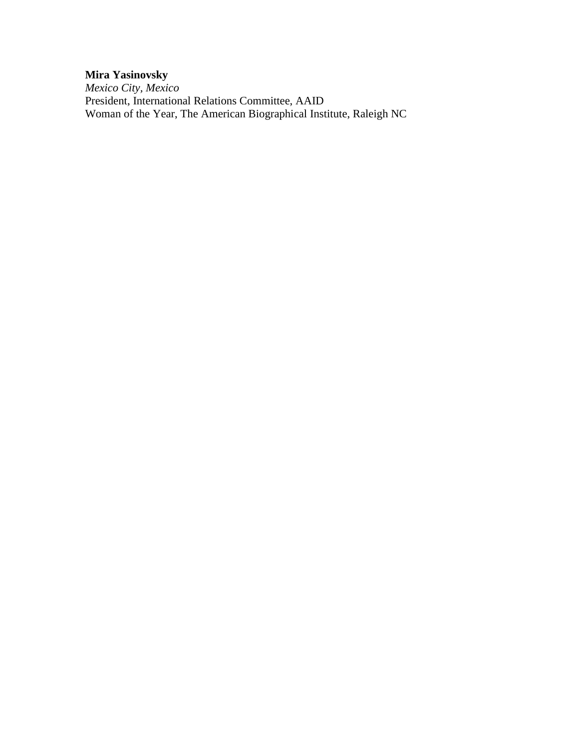**Mira Yasinovsky**
*Mexico City, Mexico*
President, International Relations Committee, AAID
Woman of the Year, The American Biographical Institute, Raleigh NC